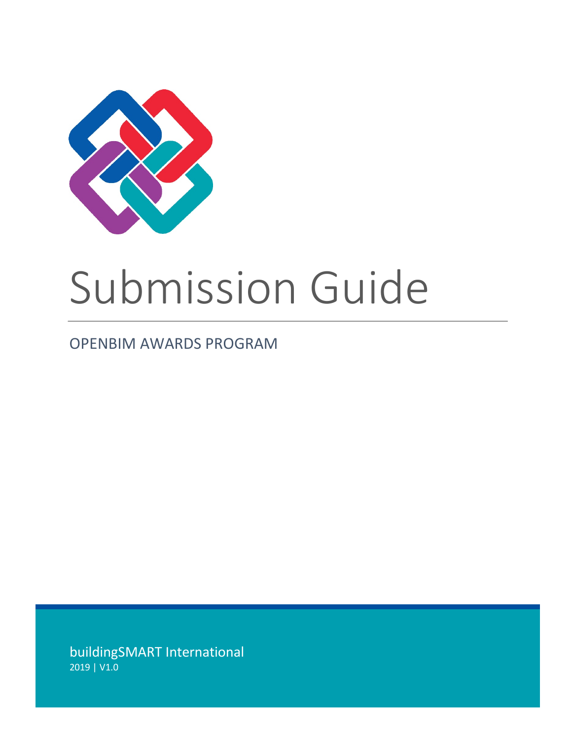# Submission Guide

OPENBIM AWARDS PROGRAM

buildingSMART International
2019 | V1.0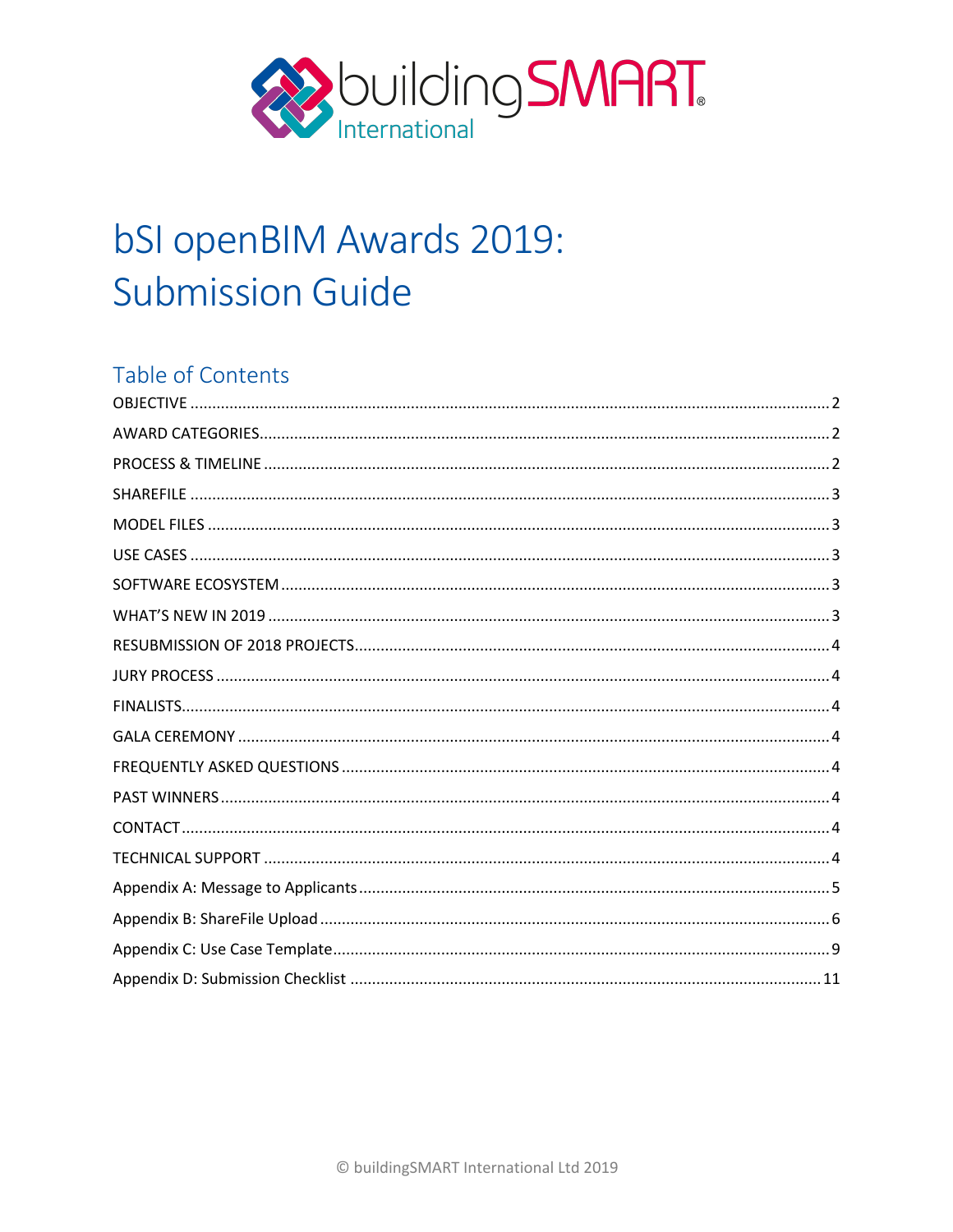# bSI openBIM Awards 2019: Submission Guide

## Table of Contents

| | |
|---|---|
| OBJECTIVE | 2 |
| AWARD CATEGORIES | 2 |
| PROCESS & TIMELINE | 2 |
| SHAREFILE | 3 |
| MODEL FILES | 3 |
| USE CASES | 3 |
| SOFTWARE ECOSYSTEM | 3 |
| WHAT'S NEW IN 2019 | 3 |
| RESUBMISSION OF 2018 PROJECTS | 4 |
| JURY PROCESS | 4 |
| FINALISTS | 4 |
| GALA CEREMONY | 4 |
| FREQUENTLY ASKED QUESTIONS | 4 |
| PAST WINNERS | 4 |
| CONTACT | 4 |
| TECHNICAL SUPPORT | 4 |
| Appendix A: Message to Applicants | 5 |
| Appendix B: ShareFile Upload | 6 |
| Appendix C: Use Case Template | 9 |
| Appendix D: Submission Checklist | 11 |

© buildingSMART International Ltd 2019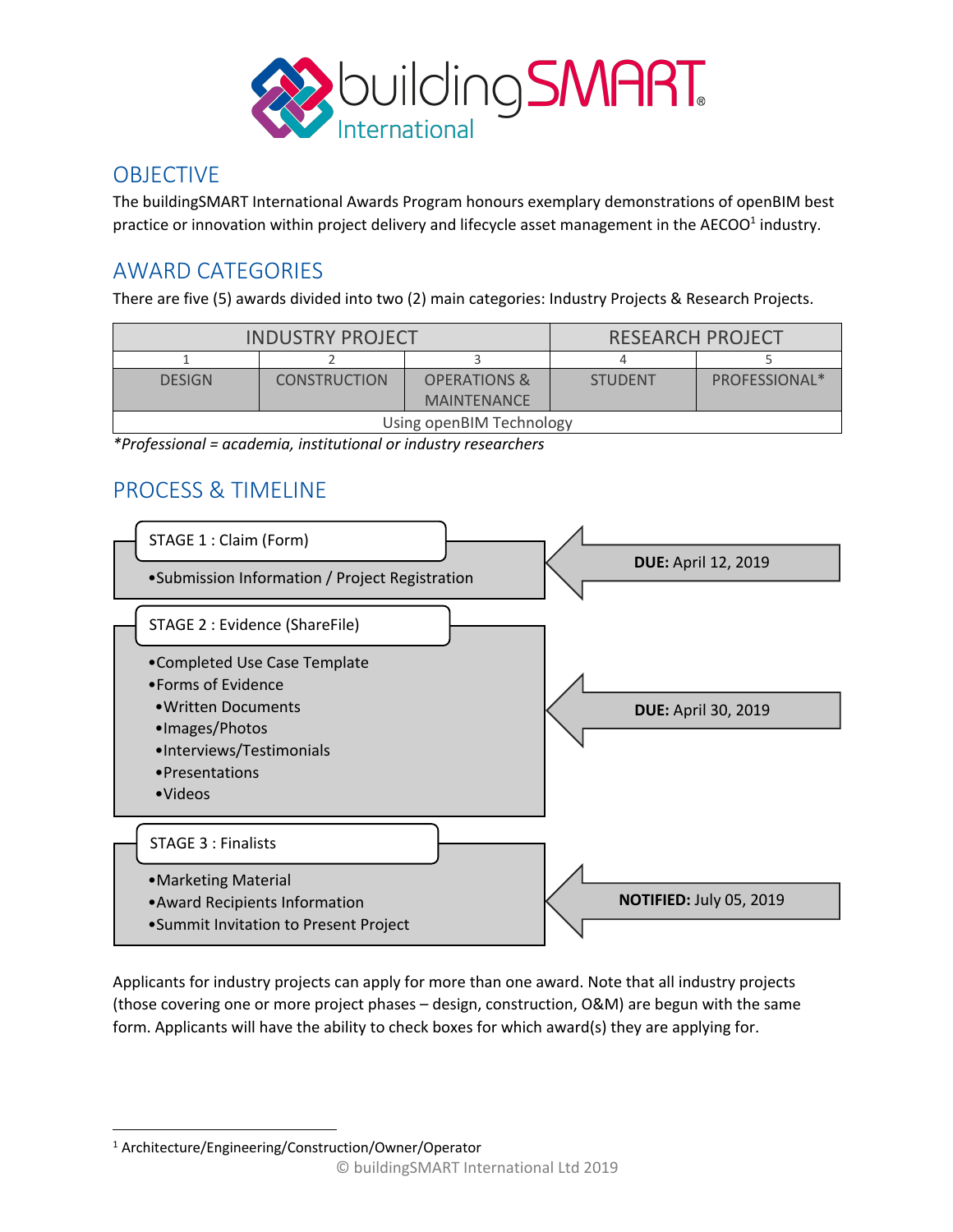buildingSMART International

## OBJECTIVE

The buildingSMART International Awards Program honours exemplary demonstrations of openBIM best practice or innovation within project delivery and lifecycle asset management in the AECOO[1] industry.

## AWARD CATEGORIES

There are five (5) awards divided into two (2) main categories: Industry Projects & Research Projects.

| INDUSTRY PROJECT | | | RESEARCH PROJECT | |
|---|---|---|---|---|
| 1 | 2 | 3 | 4 | 5 |
| DESIGN | CONSTRUCTION | OPERATIONS & MAINTENANCE | STUDENT | PROFESSIONAL* |
| Using openBIM Technology | | | | |

*\*Professional = academia, institutional or industry researchers*

## PROCESS & TIMELINE

**STAGE 1 : Claim (Form)** — **DUE:** April 12, 2019

- Submission Information / Project Registration

**STAGE 2 : Evidence (ShareFile)** — **DUE:** April 30, 2019

- Completed Use Case Template
- Forms of Evidence
  - Written Documents
  - Images/Photos
  - Interviews/Testimonials
  - Presentations
  - Videos

**STAGE 3 : Finalists** — **NOTIFIED:** July 05, 2019

- Marketing Material
- Award Recipients Information
- Summit Invitation to Present Project

Applicants for industry projects can apply for more than one award. Note that all industry projects (those covering one or more project phases – design, construction, O&M) are begun with the same form. Applicants will have the ability to check boxes for which award(s) they are applying for.

[1] Architecture/Engineering/Construction/Owner/Operator

© buildingSMART International Ltd 2019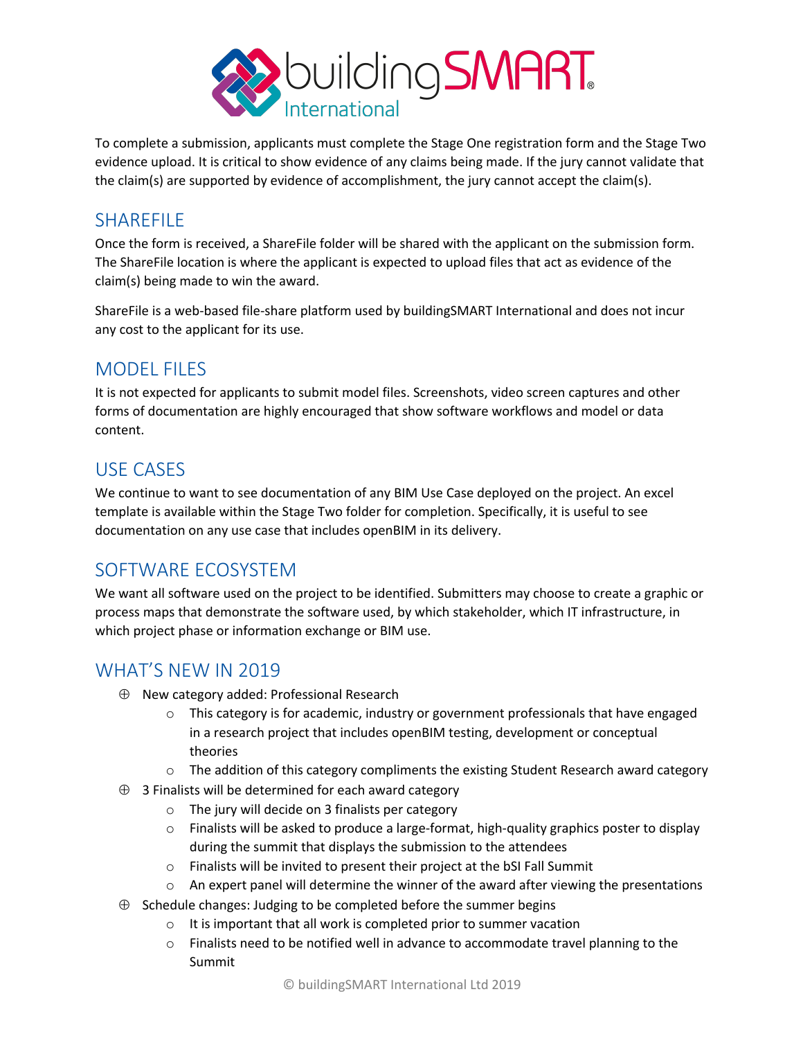To complete a submission, applicants must complete the Stage One registration form and the Stage Two evidence upload. It is critical to show evidence of any claims being made. If the jury cannot validate that the claim(s) are supported by evidence of accomplishment, the jury cannot accept the claim(s).

## SHAREFILE

Once the form is received, a ShareFile folder will be shared with the applicant on the submission form. The ShareFile location is where the applicant is expected to upload files that act as evidence of the claim(s) being made to win the award.

ShareFile is a web-based file-share platform used by buildingSMART International and does not incur any cost to the applicant for its use.

## MODEL FILES

It is not expected for applicants to submit model files. Screenshots, video screen captures and other forms of documentation are highly encouraged that show software workflows and model or data content.

## USE CASES

We continue to want to see documentation of any BIM Use Case deployed on the project. An excel template is available within the Stage Two folder for completion. Specifically, it is useful to see documentation on any use case that includes openBIM in its delivery.

## SOFTWARE ECOSYSTEM

We want all software used on the project to be identified. Submitters may choose to create a graphic or process maps that demonstrate the software used, by which stakeholder, which IT infrastructure, in which project phase or information exchange or BIM use.

## WHAT'S NEW IN 2019

- New category added: Professional Research
  - This category is for academic, industry or government professionals that have engaged in a research project that includes openBIM testing, development or conceptual theories
  - The addition of this category compliments the existing Student Research award category
- 3 Finalists will be determined for each award category
  - The jury will decide on 3 finalists per category
  - Finalists will be asked to produce a large-format, high-quality graphics poster to display during the summit that displays the submission to the attendees
  - Finalists will be invited to present their project at the bSI Fall Summit
  - An expert panel will determine the winner of the award after viewing the presentations
- Schedule changes: Judging to be completed before the summer begins
  - It is important that all work is completed prior to summer vacation
  - Finalists need to be notified well in advance to accommodate travel planning to the Summit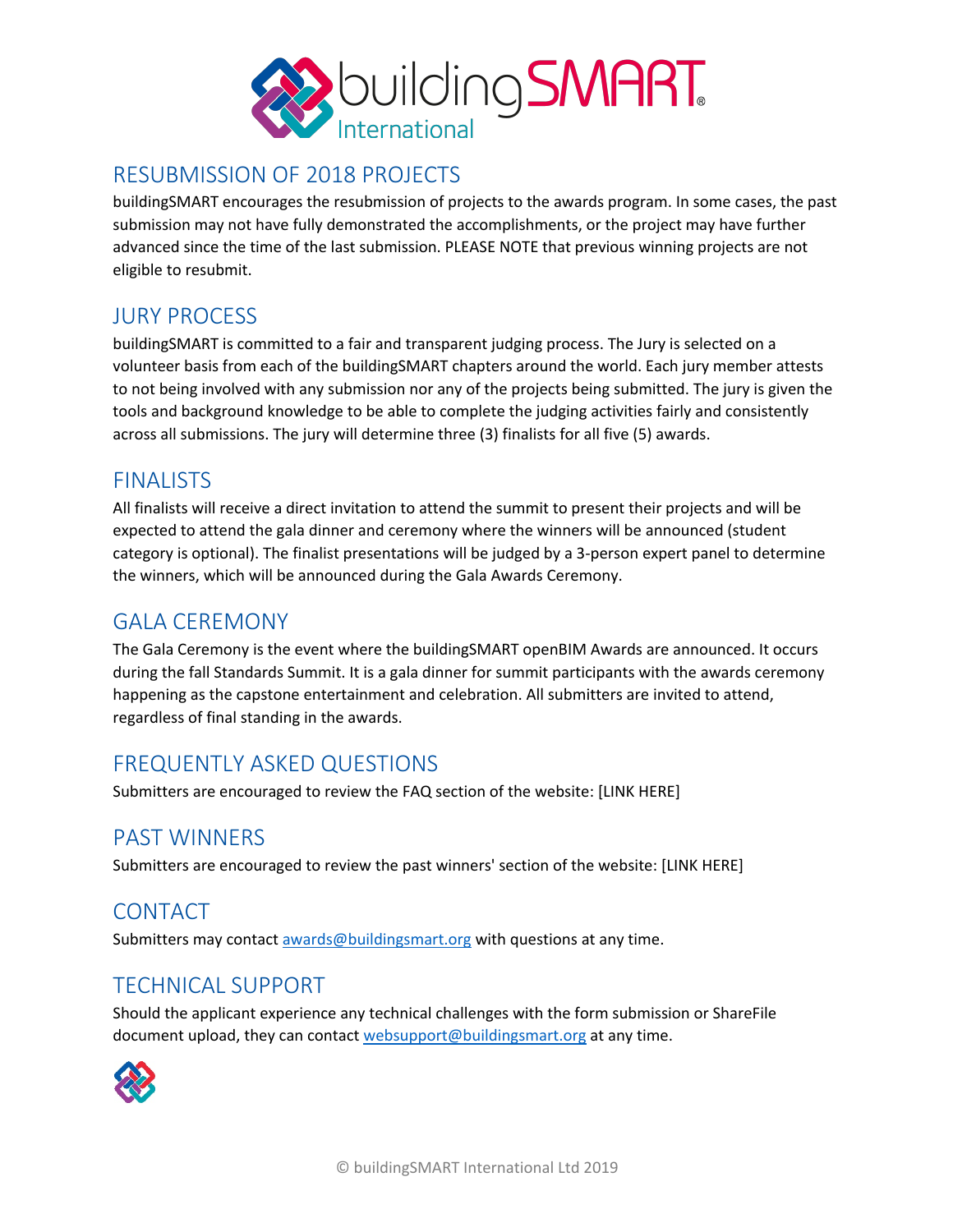## RESUBMISSION OF 2018 PROJECTS

buildingSMART encourages the resubmission of projects to the awards program. In some cases, the past submission may not have fully demonstrated the accomplishments, or the project may have further advanced since the time of the last submission. PLEASE NOTE that previous winning projects are not eligible to resubmit.

## JURY PROCESS

buildingSMART is committed to a fair and transparent judging process. The Jury is selected on a volunteer basis from each of the buildingSMART chapters around the world. Each jury member attests to not being involved with any submission nor any of the projects being submitted. The jury is given the tools and background knowledge to be able to complete the judging activities fairly and consistently across all submissions. The jury will determine three (3) finalists for all five (5) awards.

## FINALISTS

All finalists will receive a direct invitation to attend the summit to present their projects and will be expected to attend the gala dinner and ceremony where the winners will be announced (student category is optional). The finalist presentations will be judged by a 3-person expert panel to determine the winners, which will be announced during the Gala Awards Ceremony.

## GALA CEREMONY

The Gala Ceremony is the event where the buildingSMART openBIM Awards are announced. It occurs during the fall Standards Summit. It is a gala dinner for summit participants with the awards ceremony happening as the capstone entertainment and celebration. All submitters are invited to attend, regardless of final standing in the awards.

## FREQUENTLY ASKED QUESTIONS

Submitters are encouraged to review the FAQ section of the website: [LINK HERE]

## PAST WINNERS

Submitters are encouraged to review the past winners' section of the website: [LINK HERE]

## CONTACT

Submitters may contact awards@buildingsmart.org with questions at any time.

## TECHNICAL SUPPORT

Should the applicant experience any technical challenges with the form submission or ShareFile document upload, they can contact websupport@buildingsmart.org at any time.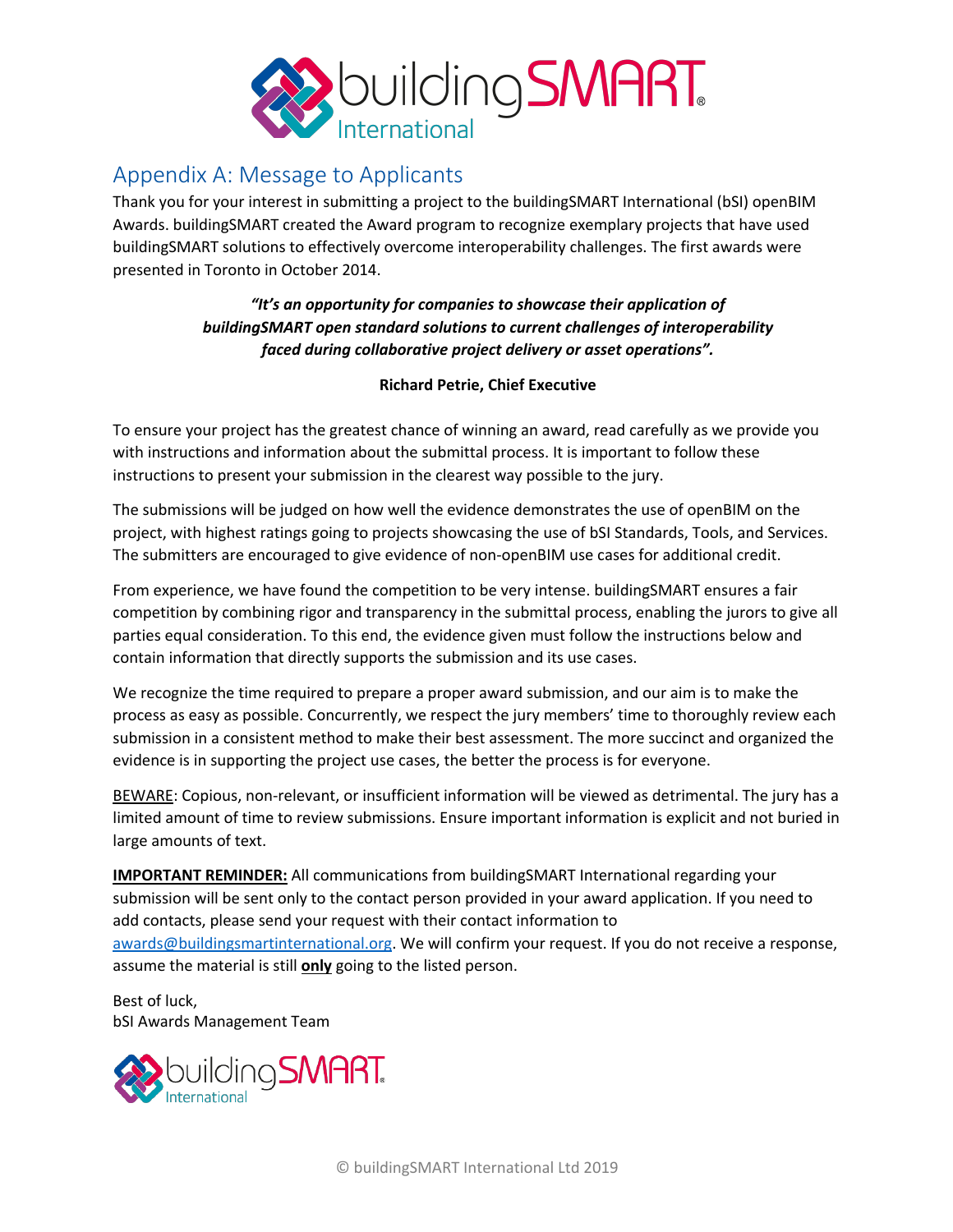## Appendix A: Message to Applicants

Thank you for your interest in submitting a project to the buildingSMART International (bSI) openBIM Awards. buildingSMART created the Award program to recognize exemplary projects that have used buildingSMART solutions to effectively overcome interoperability challenges. The first awards were presented in Toronto in October 2014.

***"It's an opportunity for companies to showcase their application of buildingSMART open standard solutions to current challenges of interoperability faced during collaborative project delivery or asset operations".***

**Richard Petrie, Chief Executive**

To ensure your project has the greatest chance of winning an award, read carefully as we provide you with instructions and information about the submittal process. It is important to follow these instructions to present your submission in the clearest way possible to the jury.

The submissions will be judged on how well the evidence demonstrates the use of openBIM on the project, with highest ratings going to projects showcasing the use of bSI Standards, Tools, and Services. The submitters are encouraged to give evidence of non-openBIM use cases for additional credit.

From experience, we have found the competition to be very intense. buildingSMART ensures a fair competition by combining rigor and transparency in the submittal process, enabling the jurors to give all parties equal consideration. To this end, the evidence given must follow the instructions below and contain information that directly supports the submission and its use cases.

We recognize the time required to prepare a proper award submission, and our aim is to make the process as easy as possible. Concurrently, we respect the jury members' time to thoroughly review each submission in a consistent method to make their best assessment. The more succinct and organized the evidence is in supporting the project use cases, the better the process is for everyone.

BEWARE: Copious, non-relevant, or insufficient information will be viewed as detrimental. The jury has a limited amount of time to review submissions. Ensure important information is explicit and not buried in large amounts of text.

**IMPORTANT REMINDER:** All communications from buildingSMART International regarding your submission will be sent only to the contact person provided in your award application. If you need to add contacts, please send your request with their contact information to awards@buildingsmartinternational.org. We will confirm your request. If you do not receive a response, assume the material is still **only** going to the listed person.

Best of luck,
bSI Awards Management Team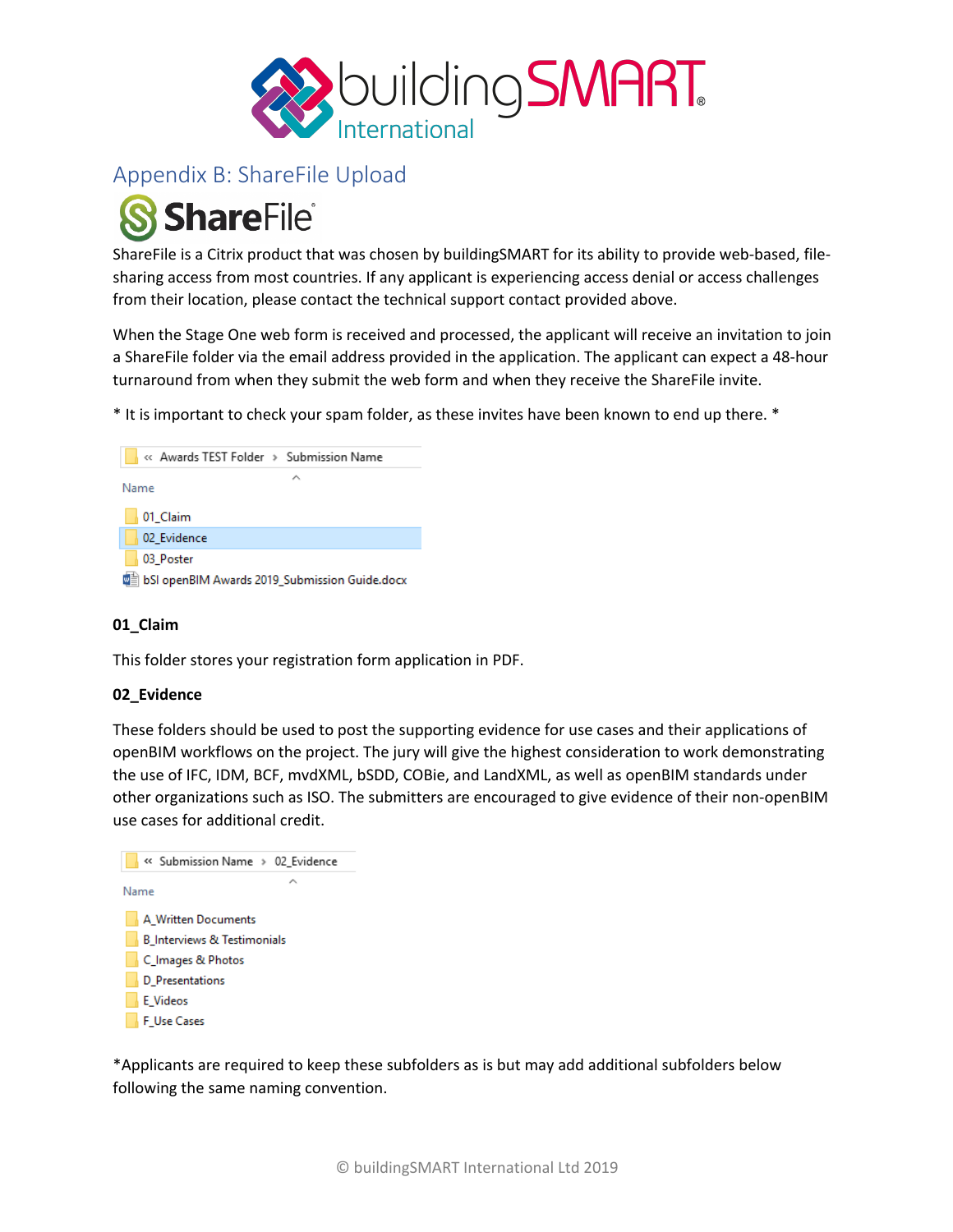## Appendix B: ShareFile Upload

ShareFile

ShareFile is a Citrix product that was chosen by buildingSMART for its ability to provide web-based, file-sharing access from most countries. If any applicant is experiencing access denial or access challenges from their location, please contact the technical support contact provided above.

When the Stage One web form is received and processed, the applicant will receive an invitation to join a ShareFile folder via the email address provided in the application. The applicant can expect a 48-hour turnaround from when they submit the web form and when they receive the ShareFile invite.

* It is important to check your spam folder, as these invites have been known to end up there. *

« Awards TEST Folder › Submission Name

Name

- 01_Claim
- 02_Evidence
- 03_Poster
- bSI openBIM Awards 2019_Submission Guide.docx

**01_Claim**

This folder stores your registration form application in PDF.

**02_Evidence**

These folders should be used to post the supporting evidence for use cases and their applications of openBIM workflows on the project. The jury will give the highest consideration to work demonstrating the use of IFC, IDM, BCF, mvdXML, bSDD, COBie, and LandXML, as well as openBIM standards under other organizations such as ISO. The submitters are encouraged to give evidence of their non-openBIM use cases for additional credit.

« Submission Name › 02_Evidence

Name

- A_Written Documents
- B_Interviews & Testimonials
- C_Images & Photos
- D_Presentations
- E_Videos
- F_Use Cases

*Applicants are required to keep these subfolders as is but may add additional subfolders below following the same naming convention.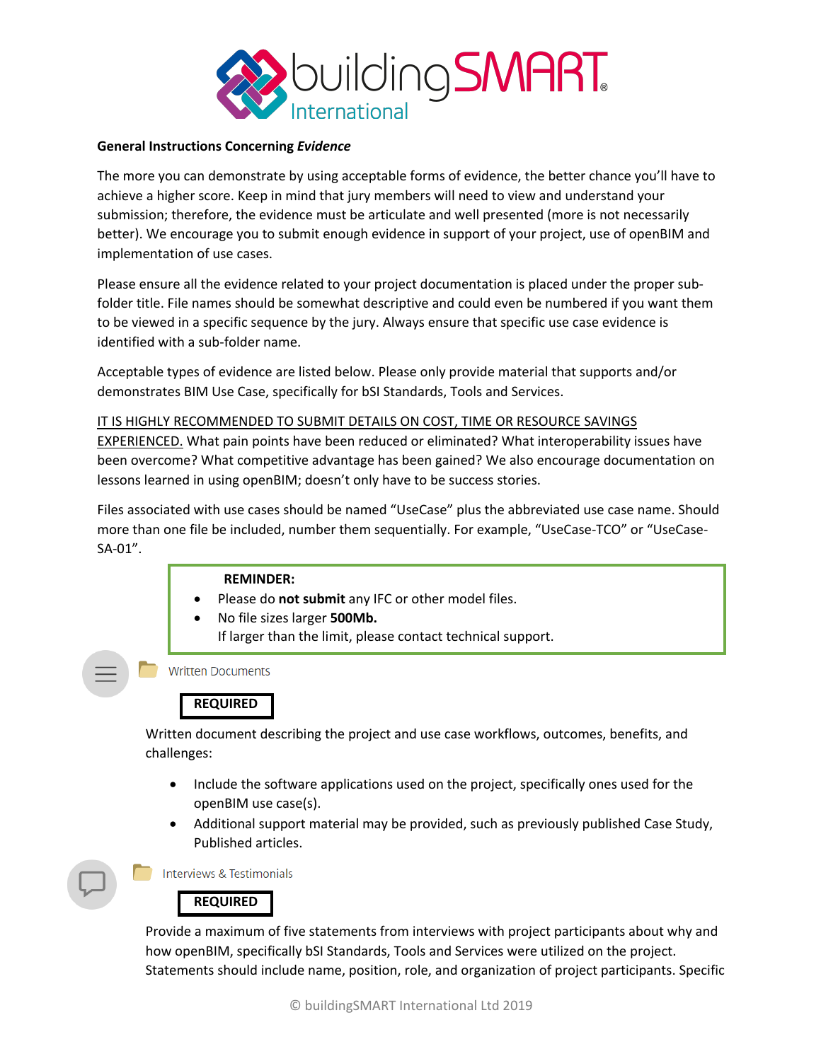**General Instructions Concerning *Evidence***

The more you can demonstrate by using acceptable forms of evidence, the better chance you'll have to achieve a higher score. Keep in mind that jury members will need to view and understand your submission; therefore, the evidence must be articulate and well presented (more is not necessarily better). We encourage you to submit enough evidence in support of your project, use of openBIM and implementation of use cases.

Please ensure all the evidence related to your project documentation is placed under the proper sub-folder title. File names should be somewhat descriptive and could even be numbered if you want them to be viewed in a specific sequence by the jury. Always ensure that specific use case evidence is identified with a sub-folder name.

Acceptable types of evidence are listed below. Please only provide material that supports and/or demonstrates BIM Use Case, specifically for bSI Standards, Tools and Services.

<u>IT IS HIGHLY RECOMMENDED TO SUBMIT DETAILS ON COST, TIME OR RESOURCE SAVINGS EXPERIENCED.</u> What pain points have been reduced or eliminated? What interoperability issues have been overcome? What competitive advantage has been gained? We also encourage documentation on lessons learned in using openBIM; doesn't only have to be success stories.

Files associated with use cases should be named "UseCase" plus the abbreviated use case name. Should more than one file be included, number them sequentially. For example, "UseCase-TCO" or "UseCase-SA-01".

> **REMINDER:**
> - Please do **not submit** any IFC or other model files.
> - No file sizes larger **500Mb.**
>   If larger than the limit, please contact technical support.

Written Documents

**REQUIRED**

Written document describing the project and use case workflows, outcomes, benefits, and challenges:

- Include the software applications used on the project, specifically ones used for the openBIM use case(s).
- Additional support material may be provided, such as previously published Case Study, Published articles.

Interviews & Testimonials

**REQUIRED**

Provide a maximum of five statements from interviews with project participants about why and how openBIM, specifically bSI Standards, Tools and Services were utilized on the project. Statements should include name, position, role, and organization of project participants. Specific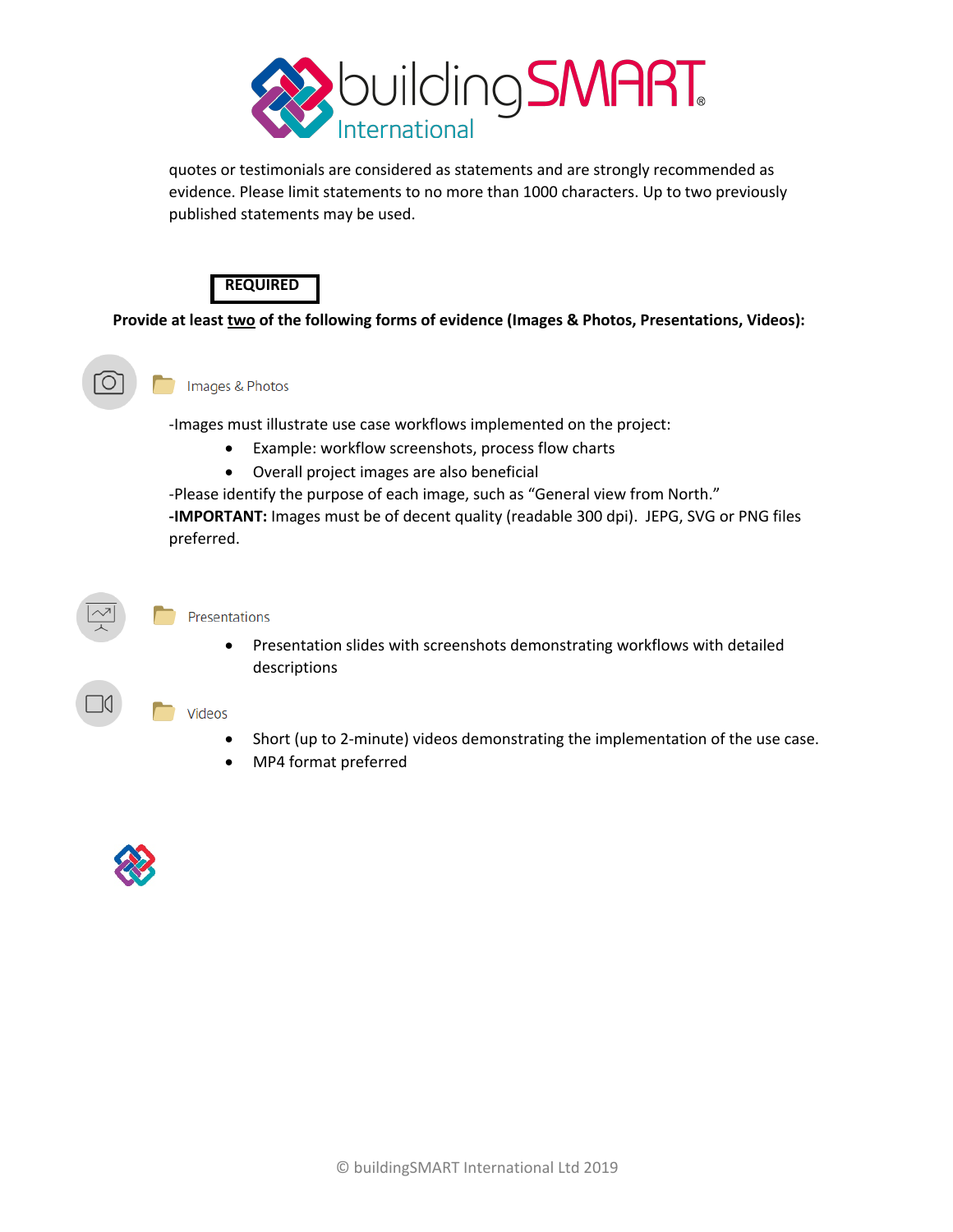quotes or testimonials are considered as statements and are strongly recommended as evidence. Please limit statements to no more than 1000 characters. Up to two previously published statements may be used.

**REQUIRED**

**Provide at least two of the following forms of evidence (Images & Photos, Presentations, Videos):**

### Images & Photos

-Images must illustrate use case workflows implemented on the project:

- Example: workflow screenshots, process flow charts
- Overall project images are also beneficial

-Please identify the purpose of each image, such as “General view from North.”

**-IMPORTANT:** Images must be of decent quality (readable 300 dpi). JEPG, SVG or PNG files preferred.

### Presentations

- Presentation slides with screenshots demonstrating workflows with detailed descriptions

### Videos

- Short (up to 2-minute) videos demonstrating the implementation of the use case.
- MP4 format preferred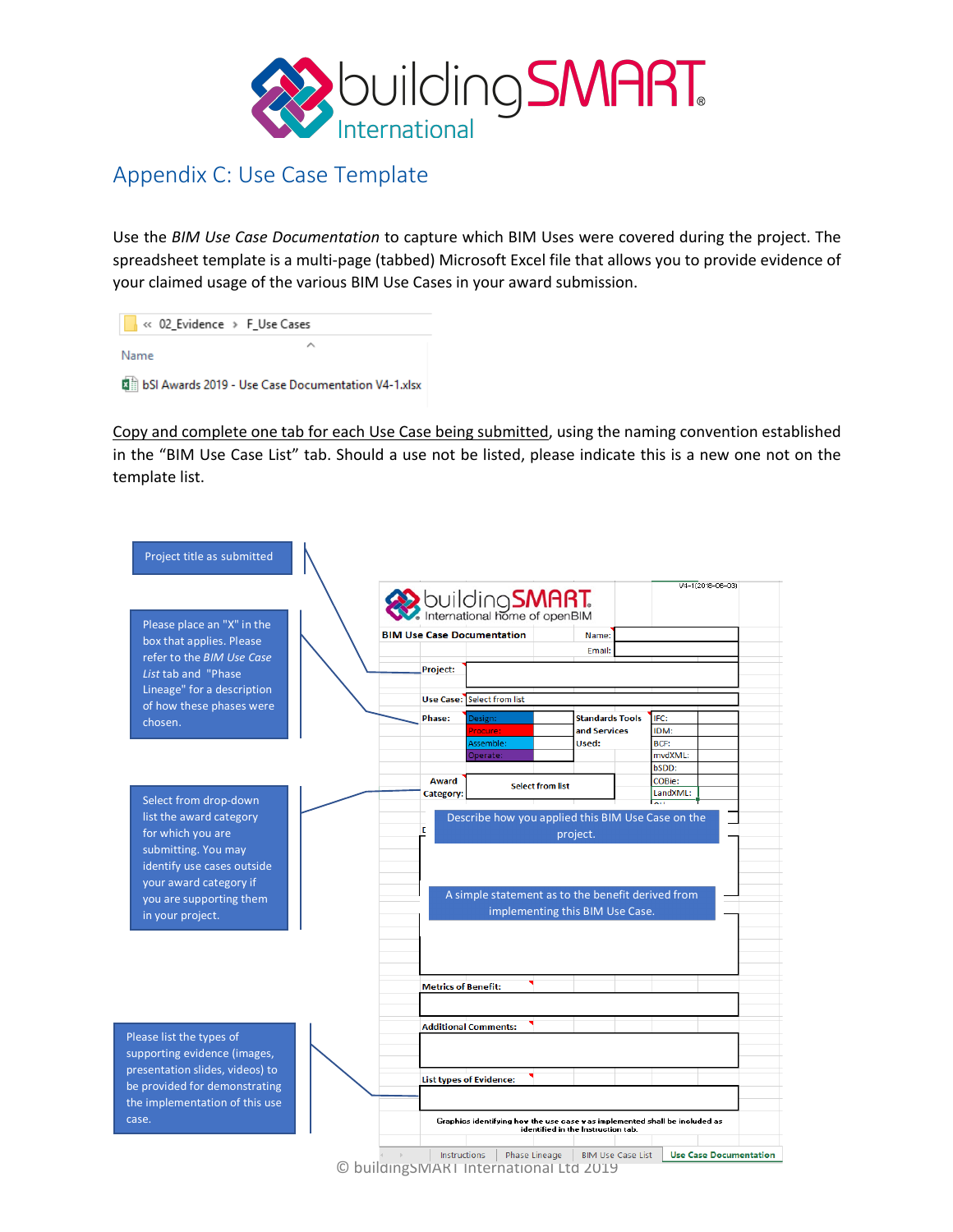# Appendix C: Use Case Template

Use the *BIM Use Case Documentation* to capture which BIM Uses were covered during the project. The spreadsheet template is a multi-page (tabbed) Microsoft Excel file that allows you to provide evidence of your claimed usage of the various BIM Use Cases in your award submission.

« 02_Evidence › F_Use Cases

Name

bSI Awards 2019 - Use Case Documentation V4-1.xlsx

Copy and complete one tab for each Use Case being submitted, using the naming convention established in the "BIM Use Case List" tab. Should a use not be listed, please indicate this is a new one not on the template list.

Project title as submitted

Please place an "X" in the box that applies. Please refer to the *BIM Use Case List* tab and "Phase Lineage" for a description of how these phases were chosen.

Select from drop-down list the award category for which you are submitting. You may identify use cases outside your award category if you are supporting them in your project.

Please list the types of supporting evidence (images, presentation slides, videos) to be provided for demonstrating the implementation of this use case.

V4-1(2018-06-03)

buildingSMART International home of openBIM

**BIM Use Case Documentation**

Name:

Email:

Project:

Use Case: Select from list

Phase: Design: / Procure: / Assemble: / Operate:

Standards Tools and Services Used: IFC: / IDM: / BCF: / mvdXML: / bSDD: / COBie: / LandXML:

Award Category: Select from list

Describe how you applied this BIM Use Case on the project.

A simple statement as to the benefit derived from implementing this BIM Use Case.

Metrics of Benefit:

Additional Comments:

List types of Evidence:

Graphics identifying how the use case was implemented shall be included as identified in the Instruction tab.

Instructions | Phase Lineage | BIM Use Case List | Use Case Documentation

© buildingSMART International Ltd 2019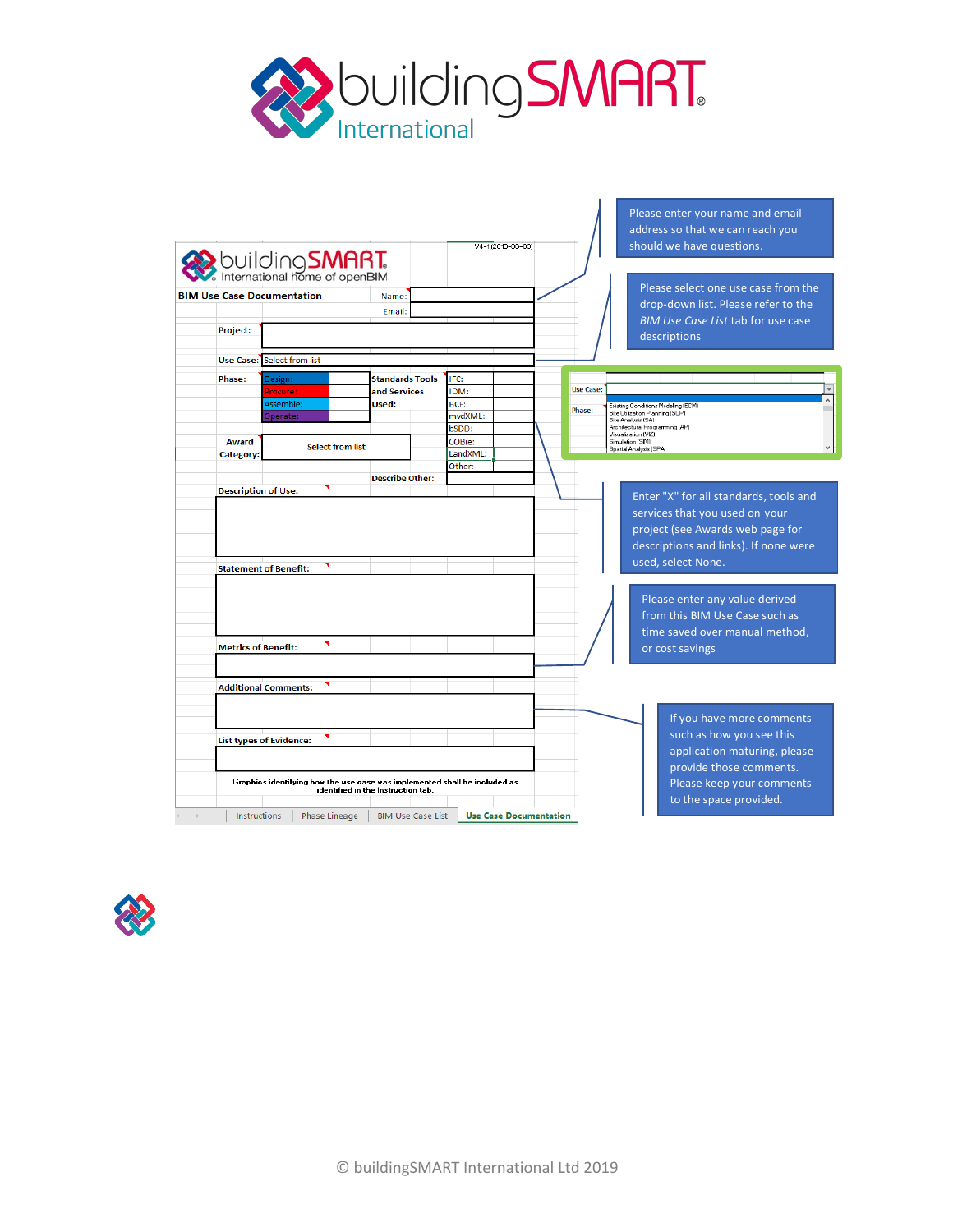Please enter your name and email address so that we can reach you should we have questions.

Please select one use case from the drop-down list. Please refer to the *BIM Use Case List* tab for use case descriptions

Enter "X" for all standards, tools and services that you used on your project (see Awards web page for descriptions and links). If none were used, select None.

Please enter any value derived from this BIM Use Case such as time saved over manual method, or cost savings

If you have more comments such as how you see this application maturing, please provide those comments. Please keep your comments to the space provided.

© buildingSMART International Ltd 2019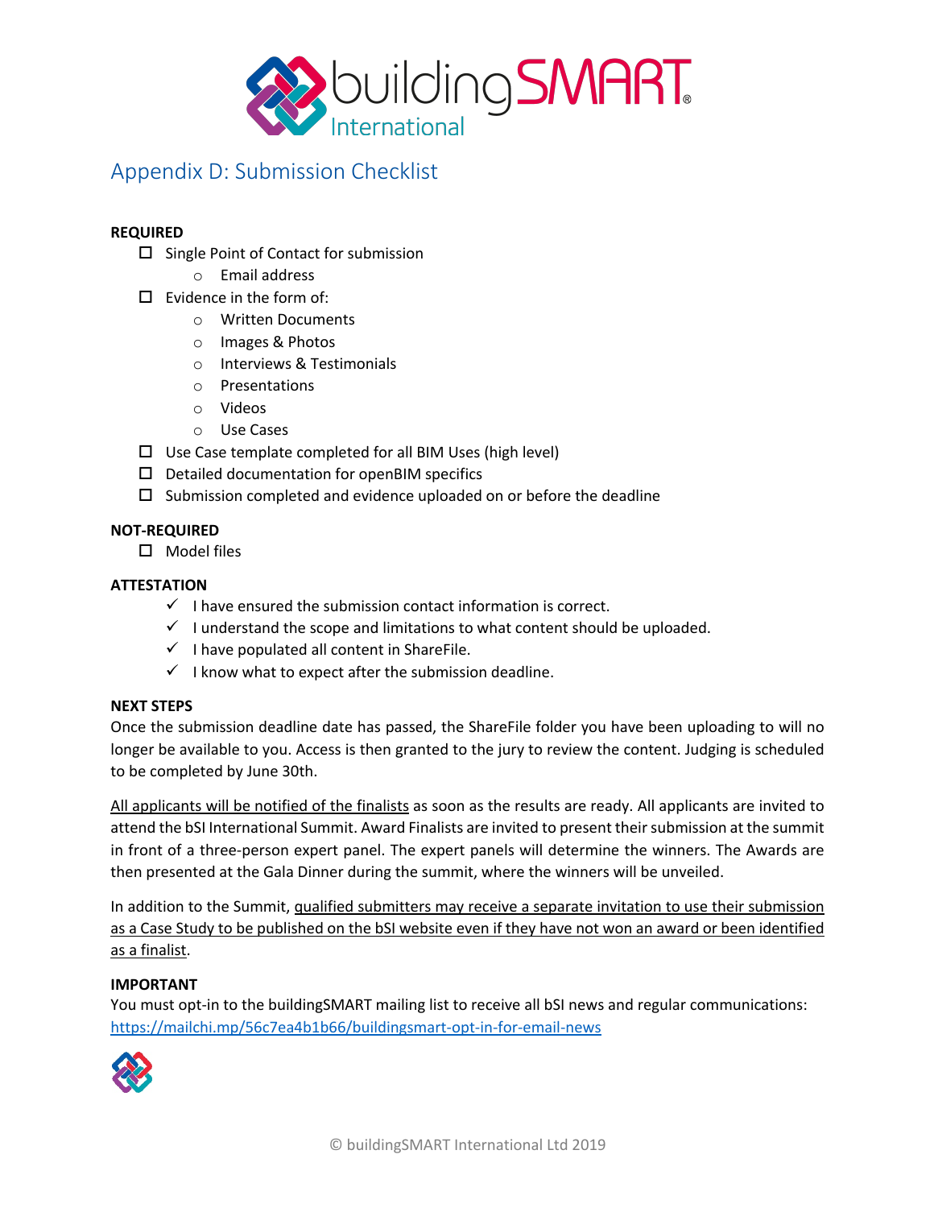## Appendix D: Submission Checklist

**REQUIRED**

- ☐ Single Point of Contact for submission
  - Email address
- ☐ Evidence in the form of:
  - Written Documents
  - Images & Photos
  - Interviews & Testimonials
  - Presentations
  - Videos
  - Use Cases
- ☐ Use Case template completed for all BIM Uses (high level)
- ☐ Detailed documentation for openBIM specifics
- ☐ Submission completed and evidence uploaded on or before the deadline

**NOT-REQUIRED**

- ☐ Model files

**ATTESTATION**

- ✓ I have ensured the submission contact information is correct.
- ✓ I understand the scope and limitations to what content should be uploaded.
- ✓ I have populated all content in ShareFile.
- ✓ I know what to expect after the submission deadline.

**NEXT STEPS**

Once the submission deadline date has passed, the ShareFile folder you have been uploading to will no longer be available to you. Access is then granted to the jury to review the content. Judging is scheduled to be completed by June 30th.

All applicants will be notified of the finalists as soon as the results are ready. All applicants are invited to attend the bSI International Summit. Award Finalists are invited to present their submission at the summit in front of a three-person expert panel. The expert panels will determine the winners. The Awards are then presented at the Gala Dinner during the summit, where the winners will be unveiled.

In addition to the Summit, qualified submitters may receive a separate invitation to use their submission as a Case Study to be published on the bSI website even if they have not won an award or been identified as a finalist.

**IMPORTANT**

You must opt-in to the buildingSMART mailing list to receive all bSI news and regular communications: https://mailchi.mp/56c7ea4b1b66/buildingsmart-opt-in-for-email-news

© buildingSMART International Ltd 2019